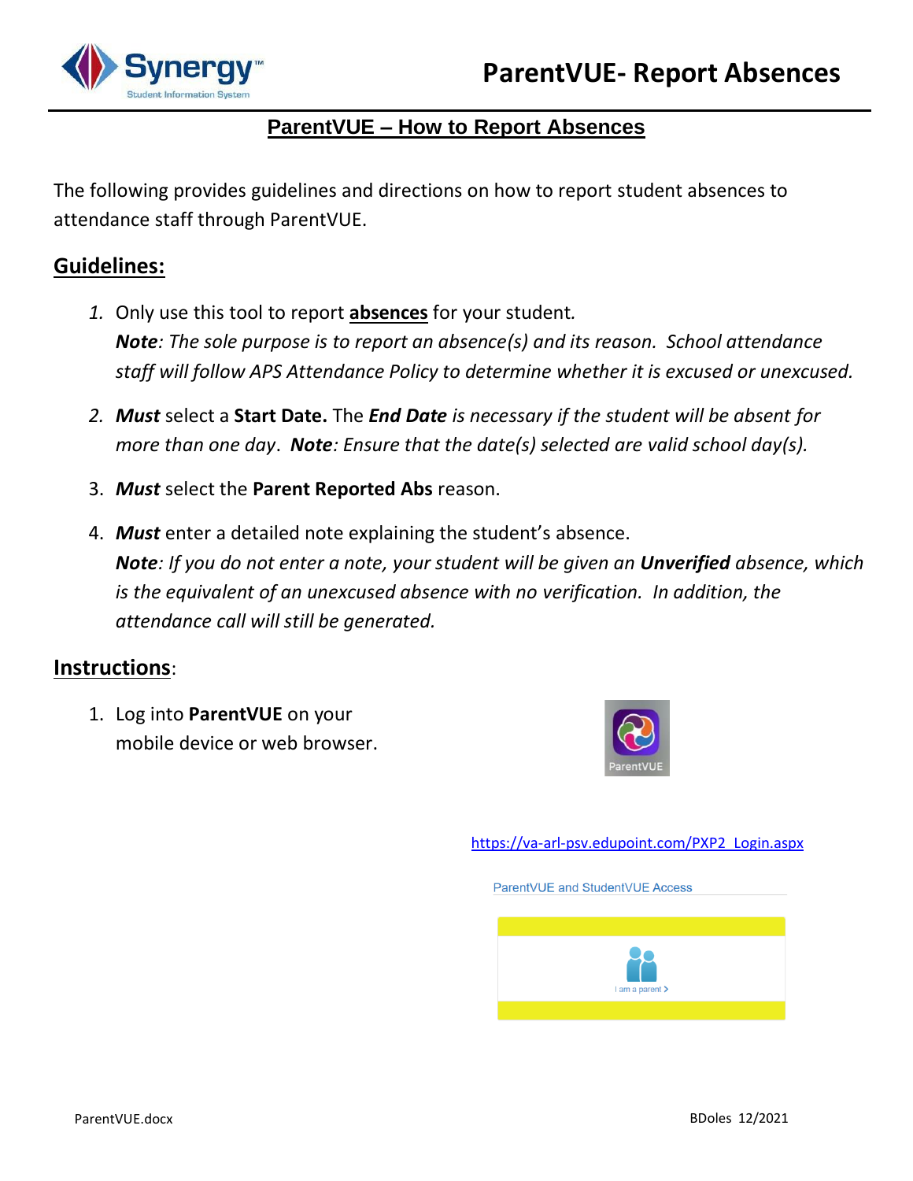# ParentVUE- Report Absences

## ParentVUE – How to Report Absences

The following provides guidelines and directions on how to report student absences to attendance staff through ParentVUE.

## Guidelines:

1. Only use this tool to report **absences** for your student.
   ***Note****: The sole purpose is to report an absence(s) and its reason. School attendance staff will follow APS Attendance Policy to determine whether it is excused or unexcused.*
2. ***Must*** select a **Start Date.** The ***End Date*** *is necessary if the student will be absent for more than one day*. ***Note****: Ensure that the date(s) selected are valid school day(s).*
3. ***Must*** select the **Parent Reported Abs** reason.
4. ***Must*** enter a detailed note explaining the student's absence.
   ***Note****: If you do not enter a note, your student will be given an* ***Unverified*** *absence, which is the equivalent of an unexcused absence with no verification. In addition, the attendance call will still be generated.*

## Instructions:

1. Log into **ParentVUE** on your mobile device or web browser.

ParentVUE

https://va-arl-psv.edupoint.com/PXP2_Login.aspx

ParentVUE and StudentVUE Access

I am a parent >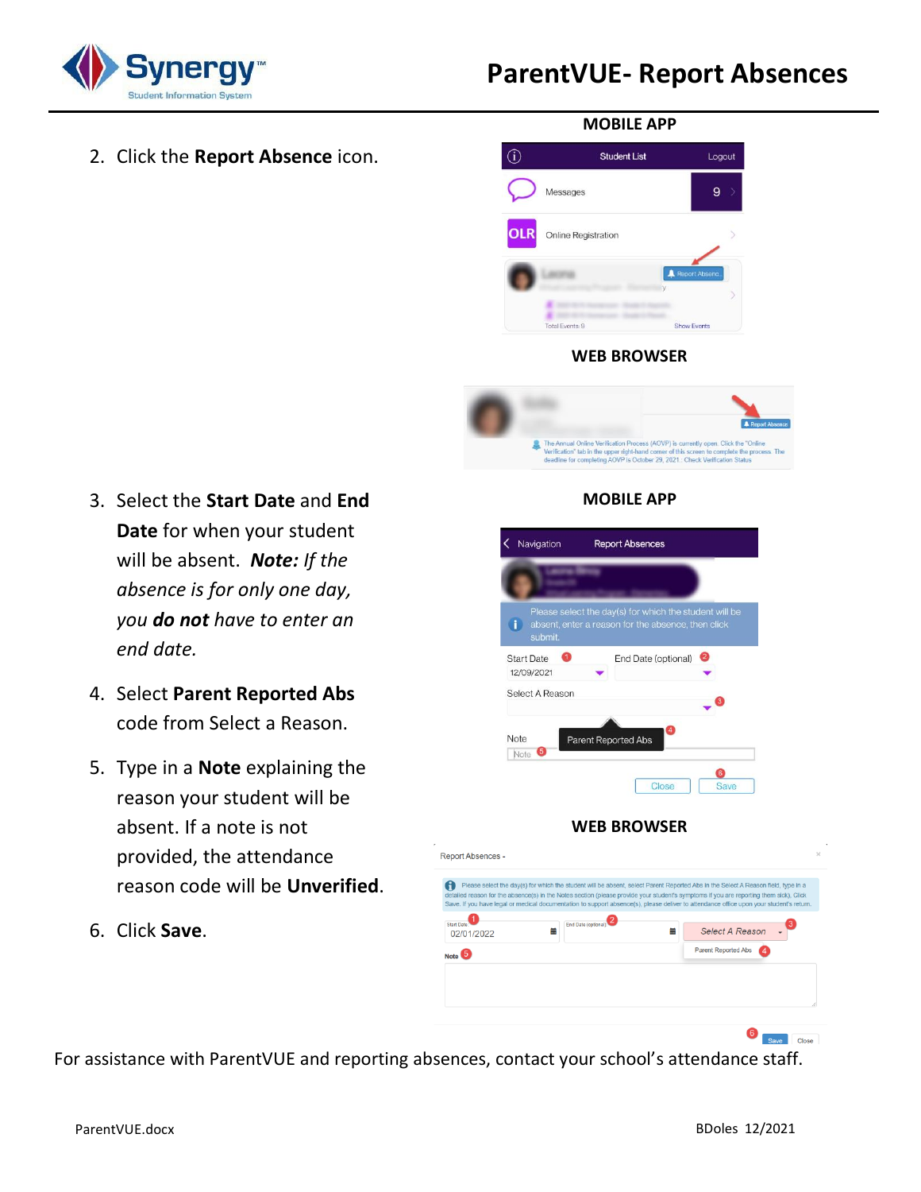# ParentVUE- Report Absences

2. Click the **Report Absence** icon.

**MOBILE APP**

**WEB BROWSER**

3. Select the **Start Date** and **End Date** for when your student will be absent. ***Note:** If the absence is for only one day, you **do not** have to enter an end date.*

4. Select **Parent Reported Abs** code from Select a Reason.

5. Type in a **Note** explaining the reason your student will be absent. If a note is not provided, the attendance reason code will be **Unverified**.

6. Click **Save**.

**MOBILE APP**

**WEB BROWSER**

For assistance with ParentVUE and reporting absences, contact your school's attendance staff.

ParentVUE.docx BDoles 12/2021